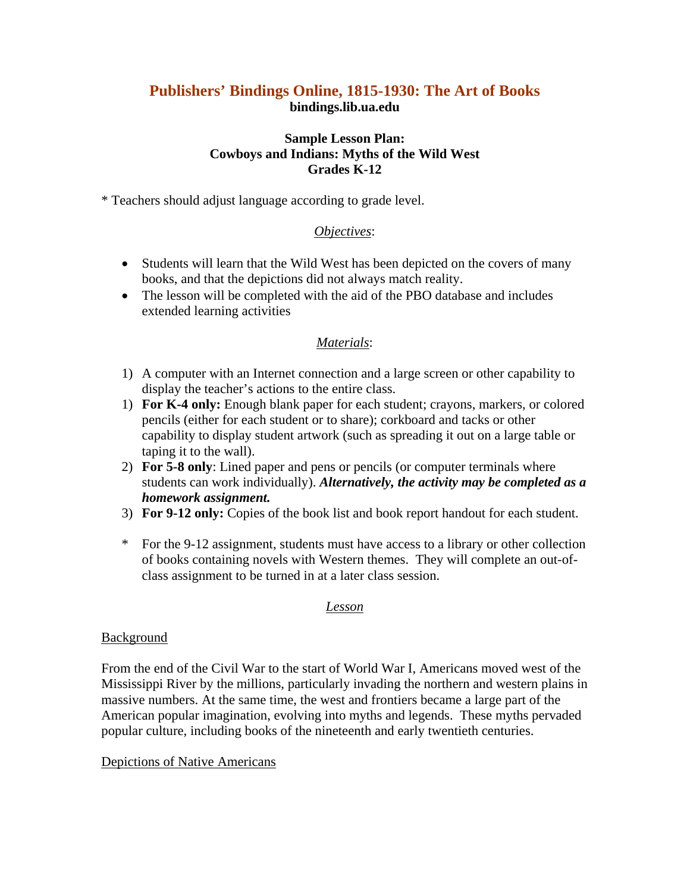# Publishers' Bindings Online, 1815-1930: The Art of Books

**bindings.lib.ua.edu**

### Sample Lesson Plan:
### Cowboys and Indians: Myths of the Wild West
### Grades K-12

* Teachers should adjust language according to grade level.

## *Objectives*:

- Students will learn that the Wild West has been depicted on the covers of many books, and that the depictions did not always match reality.
- The lesson will be completed with the aid of the PBO database and includes extended learning activities

## *Materials*:

1) A computer with an Internet connection and a large screen or other capability to display the teacher's actions to the entire class.
1) **For K-4 only:** Enough blank paper for each student; crayons, markers, or colored pencils (either for each student or to share); corkboard and tacks or other capability to display student artwork (such as spreading it out on a large table or taping it to the wall).
2) **For 5-8 only**: Lined paper and pens or pencils (or computer terminals where students can work individually). ***Alternatively, the activity may be completed as a homework assignment.***
3) **For 9-12 only:** Copies of the book list and book report handout for each student.

* For the 9-12 assignment, students must have access to a library or other collection of books containing novels with Western themes. They will complete an out-of-class assignment to be turned in at a later class session.

## Lesson

### Background

From the end of the Civil War to the start of World War I, Americans moved west of the Mississippi River by the millions, particularly invading the northern and western plains in massive numbers. At the same time, the west and frontiers became a large part of the American popular imagination, evolving into myths and legends. These myths pervaded popular culture, including books of the nineteenth and early twentieth centuries.

### Depictions of Native Americans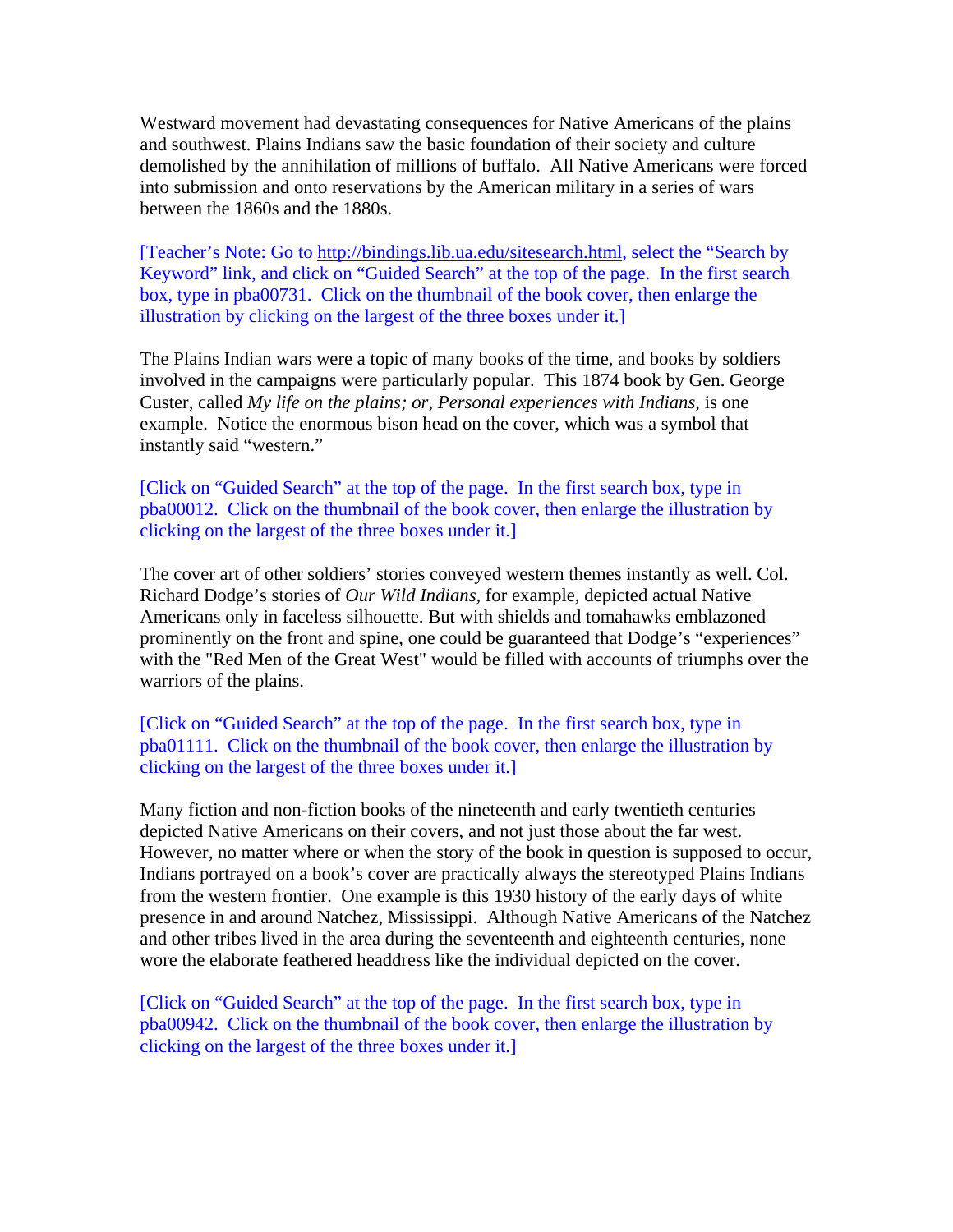Westward movement had devastating consequences for Native Americans of the plains and southwest. Plains Indians saw the basic foundation of their society and culture demolished by the annihilation of millions of buffalo. All Native Americans were forced into submission and onto reservations by the American military in a series of wars between the 1860s and the 1880s.

[Teacher's Note: Go to http://bindings.lib.ua.edu/sitesearch.html, select the "Search by Keyword" link, and click on "Guided Search" at the top of the page. In the first search box, type in pba00731. Click on the thumbnail of the book cover, then enlarge the illustration by clicking on the largest of the three boxes under it.]

The Plains Indian wars were a topic of many books of the time, and books by soldiers involved in the campaigns were particularly popular. This 1874 book by Gen. George Custer, called *My life on the plains; or, Personal experiences with Indians*, is one example. Notice the enormous bison head on the cover, which was a symbol that instantly said "western."

[Click on "Guided Search" at the top of the page. In the first search box, type in pba00012. Click on the thumbnail of the book cover, then enlarge the illustration by clicking on the largest of the three boxes under it.]

The cover art of other soldiers' stories conveyed western themes instantly as well. Col. Richard Dodge's stories of *Our Wild Indians*, for example, depicted actual Native Americans only in faceless silhouette. But with shields and tomahawks emblazoned prominently on the front and spine, one could be guaranteed that Dodge's "experiences" with the "Red Men of the Great West" would be filled with accounts of triumphs over the warriors of the plains.

[Click on "Guided Search" at the top of the page. In the first search box, type in pba01111. Click on the thumbnail of the book cover, then enlarge the illustration by clicking on the largest of the three boxes under it.]

Many fiction and non-fiction books of the nineteenth and early twentieth centuries depicted Native Americans on their covers, and not just those about the far west. However, no matter where or when the story of the book in question is supposed to occur, Indians portrayed on a book's cover are practically always the stereotyped Plains Indians from the western frontier. One example is this 1930 history of the early days of white presence in and around Natchez, Mississippi. Although Native Americans of the Natchez and other tribes lived in the area during the seventeenth and eighteenth centuries, none wore the elaborate feathered headdress like the individual depicted on the cover.

[Click on "Guided Search" at the top of the page. In the first search box, type in pba00942. Click on the thumbnail of the book cover, then enlarge the illustration by clicking on the largest of the three boxes under it.]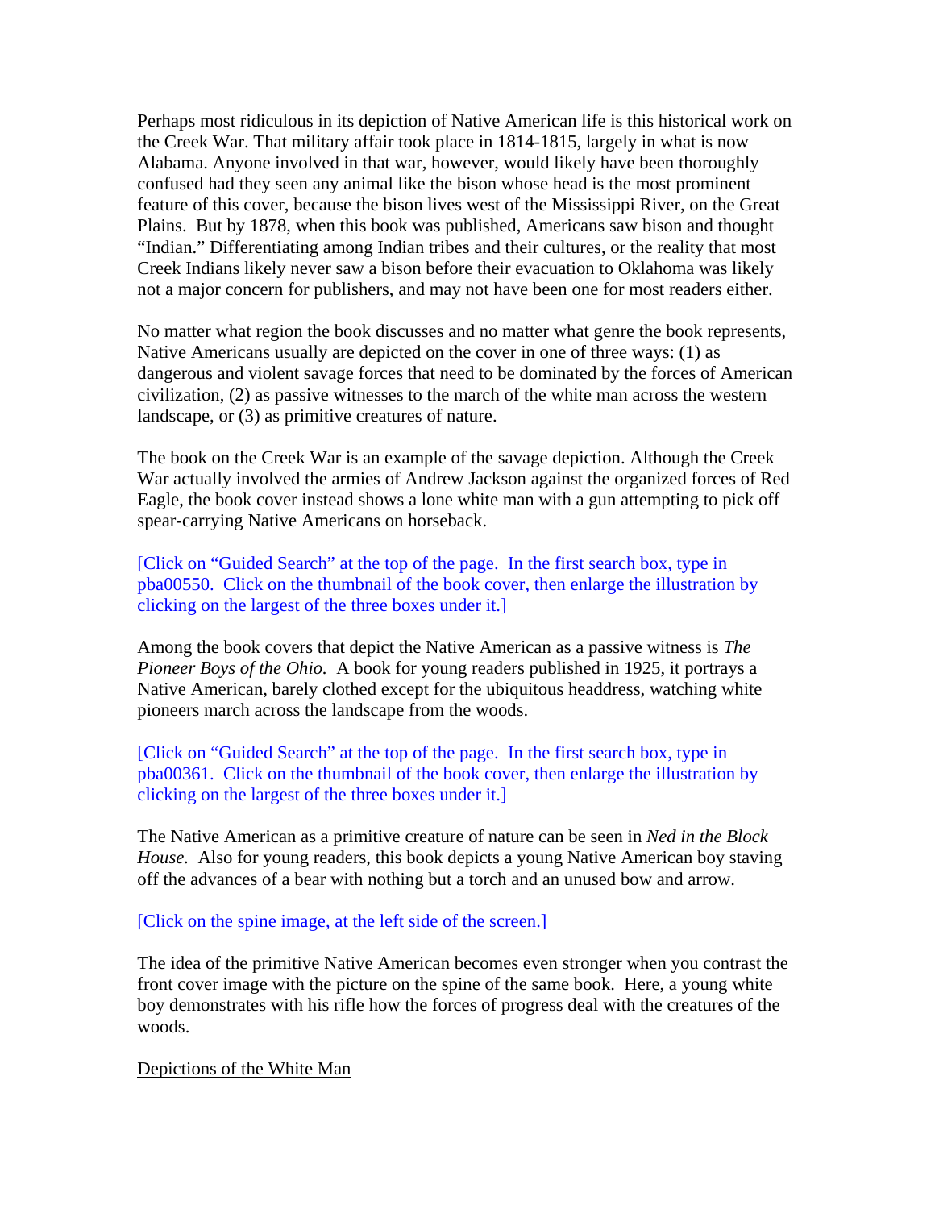Perhaps most ridiculous in its depiction of Native American life is this historical work on the Creek War. That military affair took place in 1814-1815, largely in what is now Alabama. Anyone involved in that war, however, would likely have been thoroughly confused had they seen any animal like the bison whose head is the most prominent feature of this cover, because the bison lives west of the Mississippi River, on the Great Plains. But by 1878, when this book was published, Americans saw bison and thought "Indian." Differentiating among Indian tribes and their cultures, or the reality that most Creek Indians likely never saw a bison before their evacuation to Oklahoma was likely not a major concern for publishers, and may not have been one for most readers either.

No matter what region the book discusses and no matter what genre the book represents, Native Americans usually are depicted on the cover in one of three ways: (1) as dangerous and violent savage forces that need to be dominated by the forces of American civilization, (2) as passive witnesses to the march of the white man across the western landscape, or (3) as primitive creatures of nature.

The book on the Creek War is an example of the savage depiction. Although the Creek War actually involved the armies of Andrew Jackson against the organized forces of Red Eagle, the book cover instead shows a lone white man with a gun attempting to pick off spear-carrying Native Americans on horseback.

[Click on "Guided Search" at the top of the page. In the first search box, type in pba00550. Click on the thumbnail of the book cover, then enlarge the illustration by clicking on the largest of the three boxes under it.]

Among the book covers that depict the Native American as a passive witness is *The Pioneer Boys of the Ohio.* A book for young readers published in 1925, it portrays a Native American, barely clothed except for the ubiquitous headdress, watching white pioneers march across the landscape from the woods.

[Click on "Guided Search" at the top of the page. In the first search box, type in pba00361. Click on the thumbnail of the book cover, then enlarge the illustration by clicking on the largest of the three boxes under it.]

The Native American as a primitive creature of nature can be seen in *Ned in the Block House.* Also for young readers, this book depicts a young Native American boy staving off the advances of a bear with nothing but a torch and an unused bow and arrow.

[Click on the spine image, at the left side of the screen.]

The idea of the primitive Native American becomes even stronger when you contrast the front cover image with the picture on the spine of the same book. Here, a young white boy demonstrates with his rifle how the forces of progress deal with the creatures of the woods.

<u>Depictions of the White Man</u>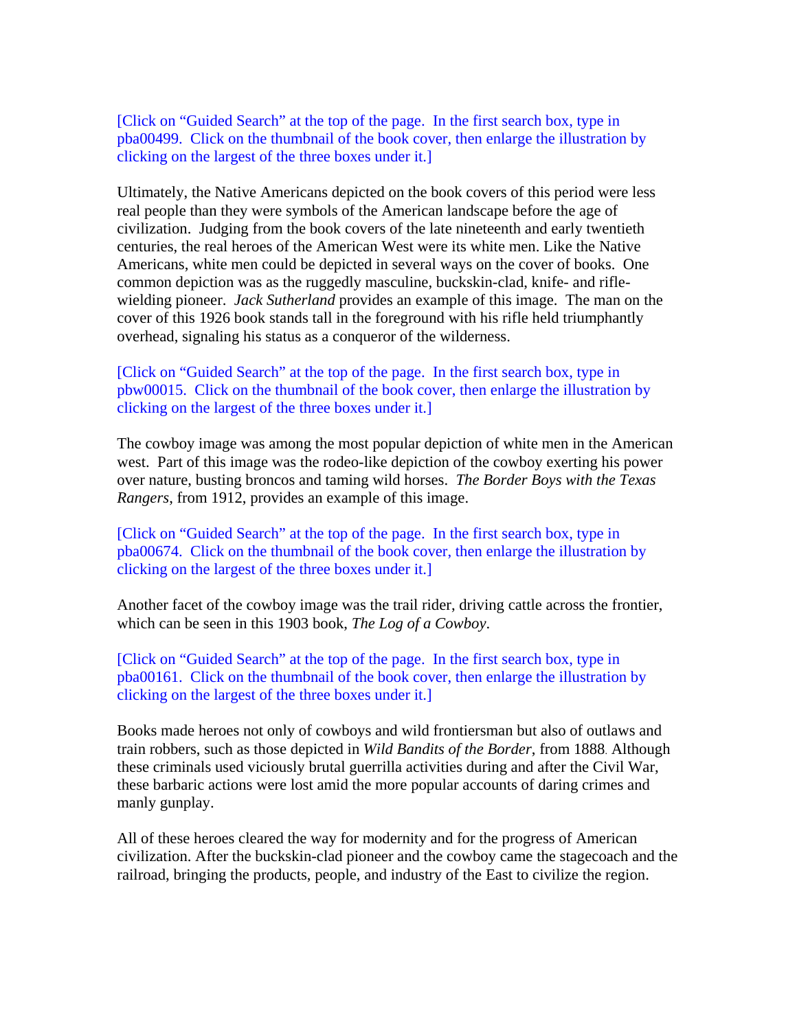[Click on “Guided Search” at the top of the page. In the first search box, type in pba00499. Click on the thumbnail of the book cover, then enlarge the illustration by clicking on the largest of the three boxes under it.]

Ultimately, the Native Americans depicted on the book covers of this period were less real people than they were symbols of the American landscape before the age of civilization. Judging from the book covers of the late nineteenth and early twentieth centuries, the real heroes of the American West were its white men. Like the Native Americans, white men could be depicted in several ways on the cover of books. One common depiction was as the ruggedly masculine, buckskin-clad, knife- and rifle-wielding pioneer. *Jack Sutherland* provides an example of this image. The man on the cover of this 1926 book stands tall in the foreground with his rifle held triumphantly overhead, signaling his status as a conqueror of the wilderness.

[Click on “Guided Search” at the top of the page. In the first search box, type in pbw00015. Click on the thumbnail of the book cover, then enlarge the illustration by clicking on the largest of the three boxes under it.]

The cowboy image was among the most popular depiction of white men in the American west. Part of this image was the rodeo-like depiction of the cowboy exerting his power over nature, busting broncos and taming wild horses. *The Border Boys with the Texas Rangers*, from 1912, provides an example of this image.

[Click on “Guided Search” at the top of the page. In the first search box, type in pba00674. Click on the thumbnail of the book cover, then enlarge the illustration by clicking on the largest of the three boxes under it.]

Another facet of the cowboy image was the trail rider, driving cattle across the frontier, which can be seen in this 1903 book, *The Log of a Cowboy*.

[Click on “Guided Search” at the top of the page. In the first search box, type in pba00161. Click on the thumbnail of the book cover, then enlarge the illustration by clicking on the largest of the three boxes under it.]

Books made heroes not only of cowboys and wild frontiersman but also of outlaws and train robbers, such as those depicted in *Wild Bandits of the Border*, from 1888. Although these criminals used viciously brutal guerrilla activities during and after the Civil War, these barbaric actions were lost amid the more popular accounts of daring crimes and manly gunplay.

All of these heroes cleared the way for modernity and for the progress of American civilization. After the buckskin-clad pioneer and the cowboy came the stagecoach and the railroad, bringing the products, people, and industry of the East to civilize the region.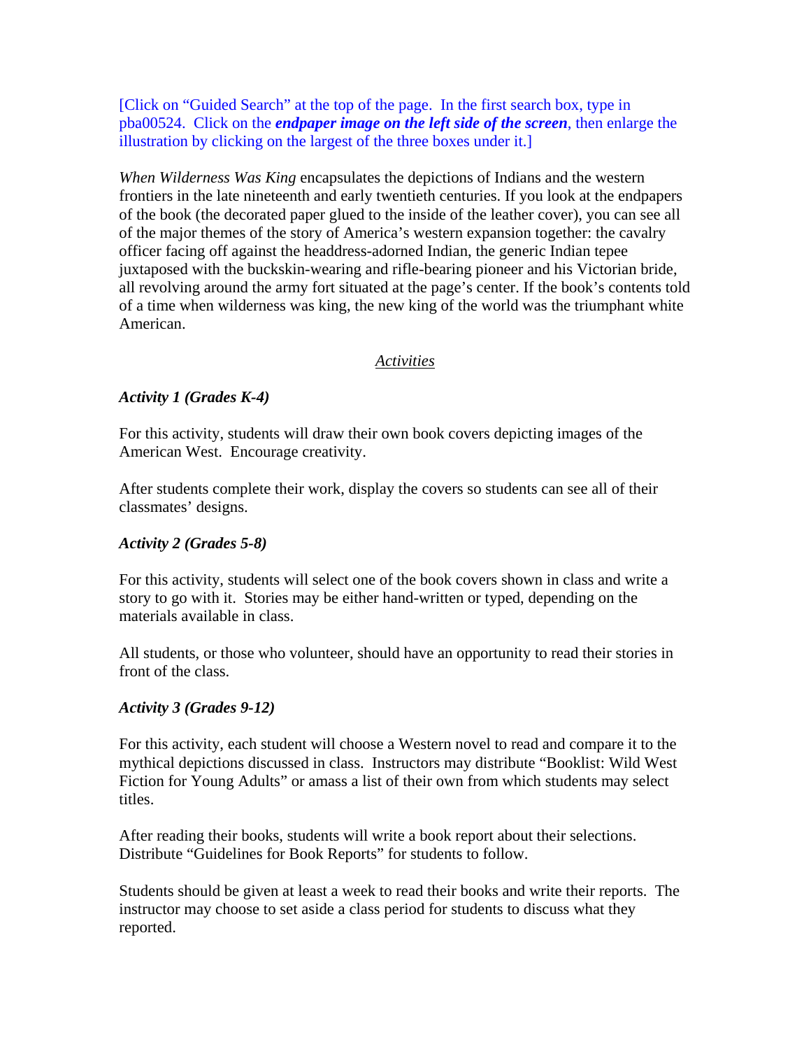[Click on "Guided Search" at the top of the page. In the first search box, type in pba00524. Click on the ***endpaper image on the left side of the screen***, then enlarge the illustration by clicking on the largest of the three boxes under it.]

*When Wilderness Was King* encapsulates the depictions of Indians and the western frontiers in the late nineteenth and early twentieth centuries. If you look at the endpapers of the book (the decorated paper glued to the inside of the leather cover), you can see all of the major themes of the story of America's western expansion together: the cavalry officer facing off against the headdress-adorned Indian, the generic Indian tepee juxtaposed with the buckskin-wearing and rifle-bearing pioneer and his Victorian bride, all revolving around the army fort situated at the page's center. If the book's contents told of a time when wilderness was king, the new king of the world was the triumphant white American.

## Activities

### *Activity 1 (Grades K-4)*

For this activity, students will draw their own book covers depicting images of the American West. Encourage creativity.

After students complete their work, display the covers so students can see all of their classmates' designs.

### *Activity 2 (Grades 5-8)*

For this activity, students will select one of the book covers shown in class and write a story to go with it. Stories may be either hand-written or typed, depending on the materials available in class.

All students, or those who volunteer, should have an opportunity to read their stories in front of the class.

### *Activity 3 (Grades 9-12)*

For this activity, each student will choose a Western novel to read and compare it to the mythical depictions discussed in class. Instructors may distribute "Booklist: Wild West Fiction for Young Adults" or amass a list of their own from which students may select titles.

After reading their books, students will write a book report about their selections. Distribute "Guidelines for Book Reports" for students to follow.

Students should be given at least a week to read their books and write their reports. The instructor may choose to set aside a class period for students to discuss what they reported.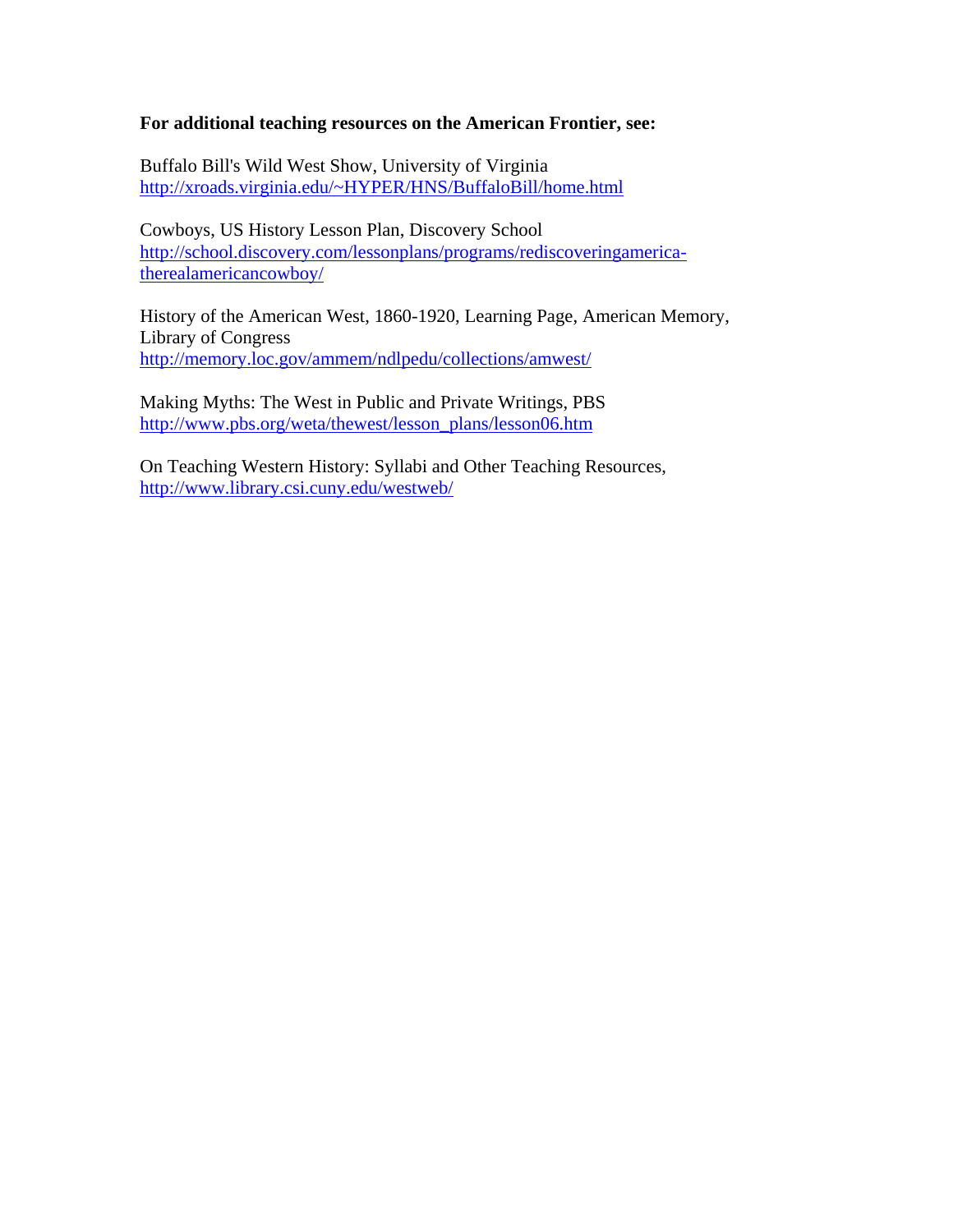**For additional teaching resources on the American Frontier, see:**

Buffalo Bill's Wild West Show, University of Virginia
http://xroads.virginia.edu/~HYPER/HNS/BuffaloBill/home.html

Cowboys, US History Lesson Plan, Discovery School
http://school.discovery.com/lessonplans/programs/rediscoveringamerica-therealamericancowboy/

History of the American West, 1860-1920, Learning Page, American Memory, Library of Congress
http://memory.loc.gov/ammem/ndlpedu/collections/amwest/

Making Myths: The West in Public and Private Writings, PBS
http://www.pbs.org/weta/thewest/lesson_plans/lesson06.htm

On Teaching Western History: Syllabi and Other Teaching Resources,
http://www.library.csi.cuny.edu/westweb/